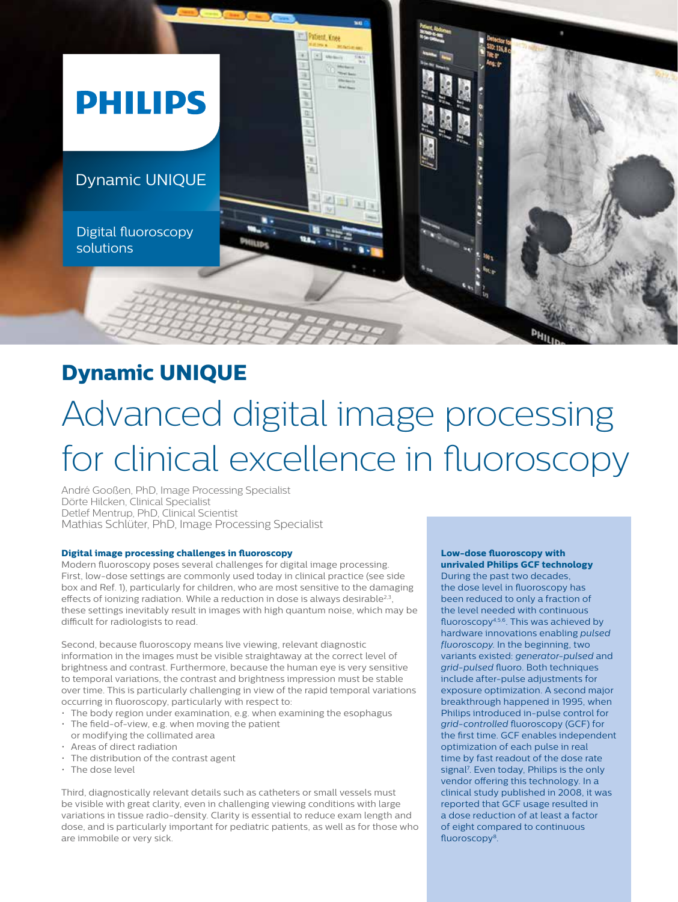PHILIPS

Dynamic UNIQUE

Digital fluoroscopy solutions

# Dynamic UNIQUE

## Advanced digital image processing for clinical excellence in fluoroscopy

André Gooßen, PhD, Image Processing Specialist
Dörte Hilcken, Clinical Specialist
Detlef Mentrup, PhD, Clinical Scientist
Mathias Schlüter, PhD, Image Processing Specialist

### Digital image processing challenges in fluoroscopy

Modern fluoroscopy poses several challenges for digital image processing. First, low-dose settings are commonly used today in clinical practice (see side box and Ref. 1), particularly for children, who are most sensitive to the damaging effects of ionizing radiation. While a reduction in dose is always desirable[2,3], these settings inevitably result in images with high quantum noise, which may be difficult for radiologists to read.

Second, because fluoroscopy means live viewing, relevant diagnostic information in the images must be visible straightaway at the correct level of brightness and contrast. Furthermore, because the human eye is very sensitive to temporal variations, the contrast and brightness impression must be stable over time. This is particularly challenging in view of the rapid temporal variations occurring in fluoroscopy, particularly with respect to:

- The body region under examination, e.g. when examining the esophagus
- The field-of-view, e.g. when moving the patient or modifying the collimated area
- Areas of direct radiation
- The distribution of the contrast agent
- The dose level

Third, diagnostically relevant details such as catheters or small vessels must be visible with great clarity, even in challenging viewing conditions with large variations in tissue radio-density. Clarity is essential to reduce exam length and dose, and is particularly important for pediatric patients, as well as for those who are immobile or very sick.

### Low-dose fluoroscopy with unrivaled Philips GCF technology

During the past two decades, the dose level in fluoroscopy has been reduced to only a fraction of the level needed with continuous fluoroscopy[4,5,6]. This was achieved by hardware innovations enabling *pulsed fluoroscopy*. In the beginning, two variants existed: *generator-pulsed* and *grid-pulsed* fluoro. Both techniques include after-pulse adjustments for exposure optimization. A second major breakthrough happened in 1995, when Philips introduced in-pulse control for *grid-controlled* fluoroscopy (GCF) for the first time. GCF enables independent optimization of each pulse in real time by fast readout of the dose rate signal[7]. Even today, Philips is the only vendor offering this technology. In a clinical study published in 2008, it was reported that GCF usage resulted in a dose reduction of at least a factor of eight compared to continuous fluoroscopy[8].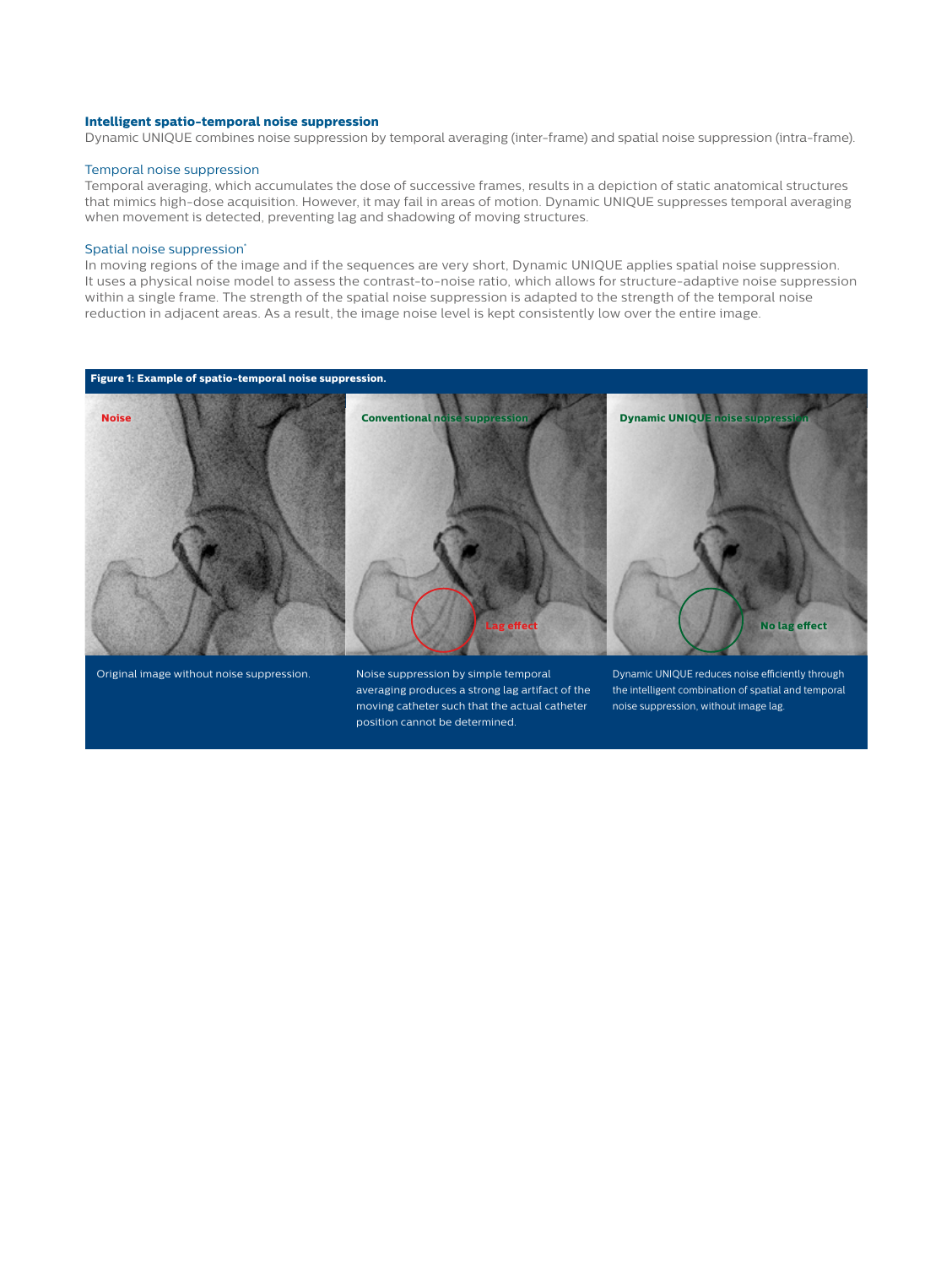### Intelligent spatio-temporal noise suppression

Dynamic UNIQUE combines noise suppression by temporal averaging (inter-frame) and spatial noise suppression (intra-frame).

#### Temporal noise suppression

Temporal averaging, which accumulates the dose of successive frames, results in a depiction of static anatomical structures that mimics high-dose acquisition. However, it may fail in areas of motion. Dynamic UNIQUE suppresses temporal averaging when movement is detected, preventing lag and shadowing of moving structures.

#### Spatial noise suppression*

In moving regions of the image and if the sequences are very short, Dynamic UNIQUE applies spatial noise suppression. It uses a physical noise model to assess the contrast-to-noise ratio, which allows for structure-adaptive noise suppression within a single frame. The strength of the spatial noise suppression is adapted to the strength of the temporal noise reduction in adjacent areas. As a result, the image noise level is kept consistently low over the entire image.

**Figure 1: Example of spatio-temporal noise suppression.**

Noise

Conventional noise suppression

Lag effect

Dynamic UNIQUE noise suppression

No lag effect

Original image without noise suppression.

Noise suppression by simple temporal averaging produces a strong lag artifact of the moving catheter such that the actual catheter position cannot be determined.

Dynamic UNIQUE reduces noise efficiently through the intelligent combination of spatial and temporal noise suppression, without image lag.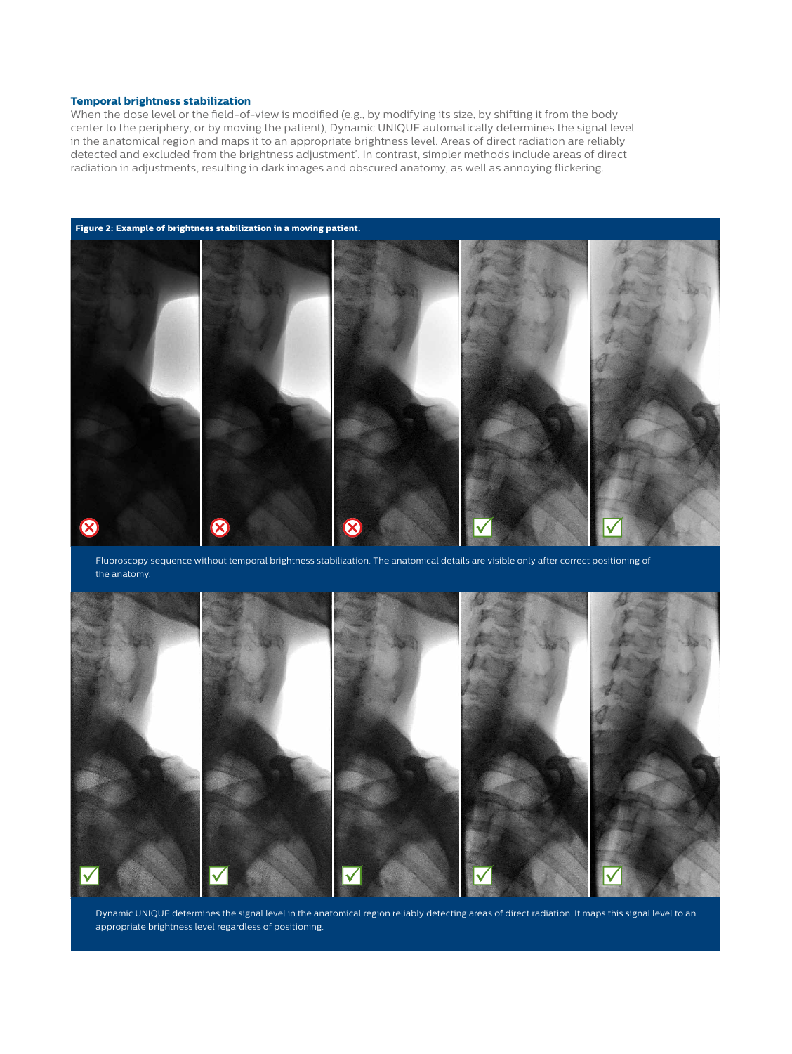### Temporal brightness stabilization

When the dose level or the field-of-view is modified (e.g., by modifying its size, by shifting it from the body center to the periphery, or by moving the patient), Dynamic UNIQUE automatically determines the signal level in the anatomical region and maps it to an appropriate brightness level. Areas of direct radiation are reliably detected and excluded from the brightness adjustment*. In contrast, simpler methods include areas of direct radiation in adjustments, resulting in dark images and obscured anatomy, as well as annoying flickering.

**Figure 2: Example of brightness stabilization in a moving patient.**

Fluoroscopy sequence without temporal brightness stabilization. The anatomical details are visible only after correct positioning of the anatomy.

Dynamic UNIQUE determines the signal level in the anatomical region reliably detecting areas of direct radiation. It maps this signal level to an appropriate brightness level regardless of positioning.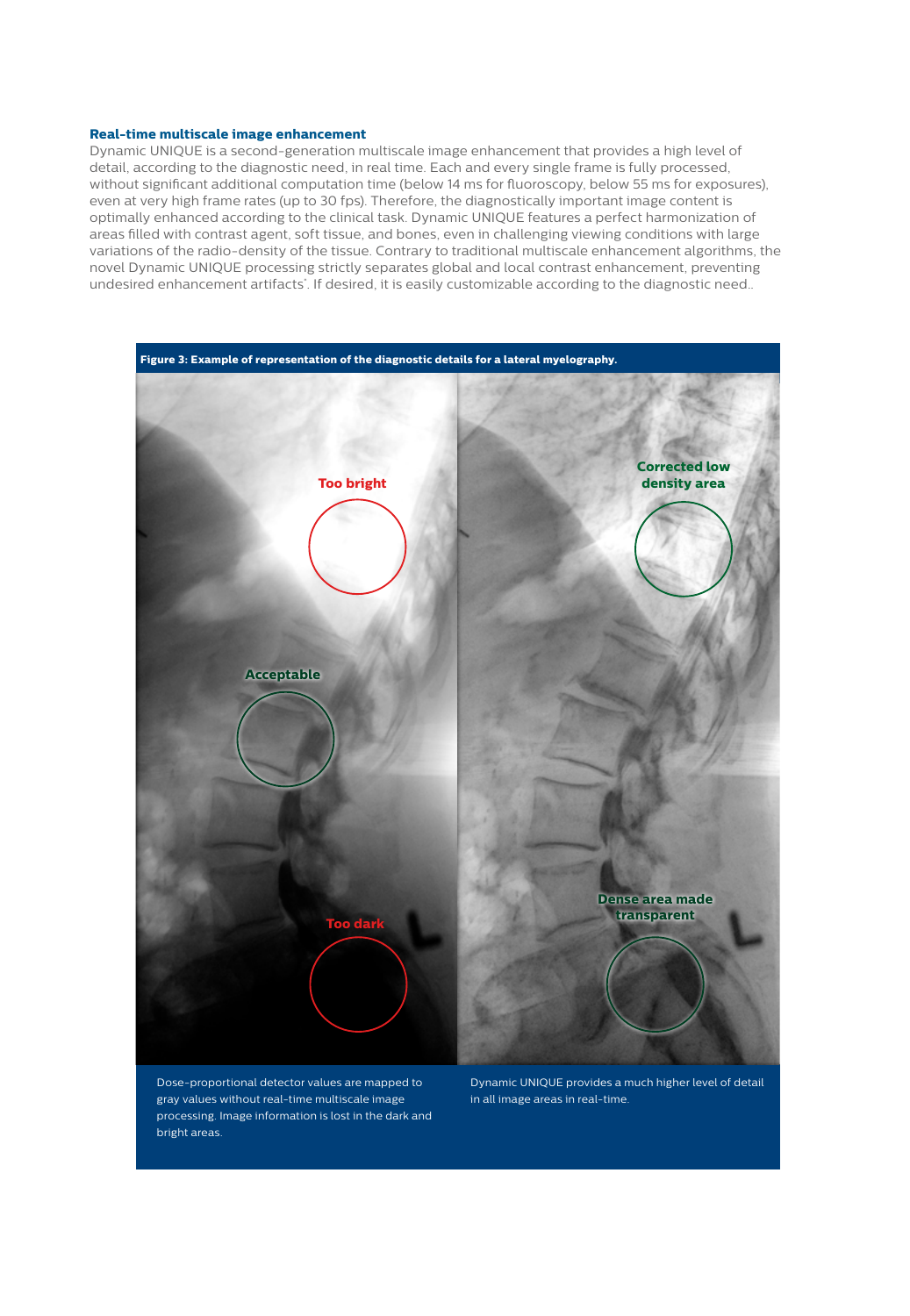### Real-time multiscale image enhancement

Dynamic UNIQUE is a second-generation multiscale image enhancement that provides a high level of detail, according to the diagnostic need, in real time. Each and every single frame is fully processed, without significant additional computation time (below 14 ms for fluoroscopy, below 55 ms for exposures), even at very high frame rates (up to 30 fps). Therefore, the diagnostically important image content is optimally enhanced according to the clinical task. Dynamic UNIQUE features a perfect harmonization of areas filled with contrast agent, soft tissue, and bones, even in challenging viewing conditions with large variations of the radio-density of the tissue. Contrary to traditional multiscale enhancement algorithms, the novel Dynamic UNIQUE processing strictly separates global and local contrast enhancement, preventing undesired enhancement artifacts*. If desired, it is easily customizable according to the diagnostic need..

**Figure 3: Example of representation of the diagnostic details for a lateral myelography.**

Too bright

Acceptable

Too dark

Corrected low density area

Dense area made transparent

Dose-proportional detector values are mapped to gray values without real-time multiscale image processing. Image information is lost in the dark and bright areas.

Dynamic UNIQUE provides a much higher level of detail in all image areas in real-time.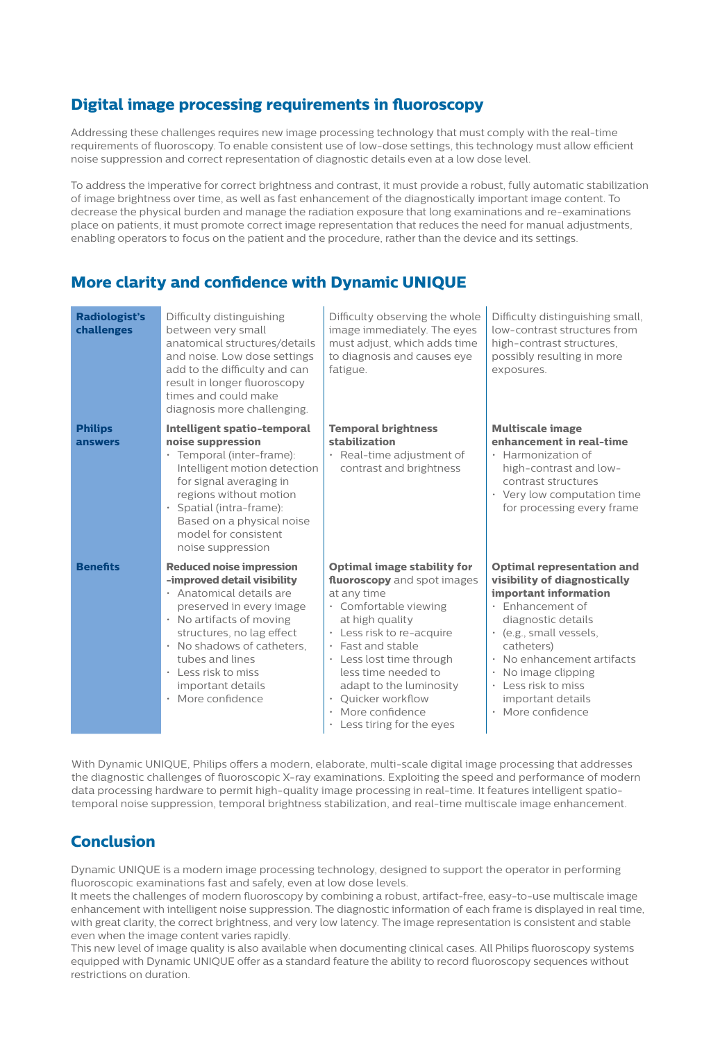## Digital image processing requirements in fluoroscopy

Addressing these challenges requires new image processing technology that must comply with the real-time requirements of fluoroscopy. To enable consistent use of low-dose settings, this technology must allow efficient noise suppression and correct representation of diagnostic details even at a low dose level.

To address the imperative for correct brightness and contrast, it must provide a robust, fully automatic stabilization of image brightness over time, as well as fast enhancement of the diagnostically important image content. To decrease the physical burden and manage the radiation exposure that long examinations and re-examinations place on patients, it must promote correct image representation that reduces the need for manual adjustments, enabling operators to focus on the patient and the procedure, rather than the device and its settings.

## More clarity and confidence with Dynamic UNIQUE

| | | | |
|---|---|---|---|
| **Radiologist's challenges** | Difficulty distinguishing between very small anatomical structures/details and noise. Low dose settings add to the difficulty and can result in longer fluoroscopy times and could make diagnosis more challenging. | Difficulty observing the whole image immediately. The eyes must adjust, which adds time to diagnosis and causes eye fatigue. | Difficulty distinguishing small, low-contrast structures from high-contrast structures, possibly resulting in more exposures. |
| **Philips answers** | **Intelligent spatio-temporal noise suppression**<br>• Temporal (inter-frame): Intelligent motion detection for signal averaging in regions without motion<br>• Spatial (intra-frame): Based on a physical noise model for consistent noise suppression | **Temporal brightness stabilization**<br>• Real-time adjustment of contrast and brightness | **Multiscale image enhancement in real-time**<br>• Harmonization of high-contrast and low-contrast structures<br>• Very low computation time for processing every frame |
| **Benefits** | **Reduced noise impression -improved detail visibility**<br>• Anatomical details are preserved in every image<br>• No artifacts of moving structures, no lag effect<br>• No shadows of catheters, tubes and lines<br>• Less risk to miss important details<br>• More confidence | **Optimal image stability for fluoroscopy** and spot images at any time<br>• Comfortable viewing at high quality<br>• Less risk to re-acquire<br>• Fast and stable<br>• Less lost time through less time needed to adapt to the luminosity<br>• Quicker workflow<br>• More confidence<br>• Less tiring for the eyes | **Optimal representation and visibility of diagnostically important information**<br>• Enhancement of diagnostic details<br>• (e.g., small vessels, catheters)<br>• No enhancement artifacts<br>• No image clipping<br>• Less risk to miss important details<br>• More confidence |

With Dynamic UNIQUE, Philips offers a modern, elaborate, multi-scale digital image processing that addresses the diagnostic challenges of fluoroscopic X-ray examinations. Exploiting the speed and performance of modern data processing hardware to permit high-quality image processing in real-time. It features intelligent spatio-temporal noise suppression, temporal brightness stabilization, and real-time multiscale image enhancement.

## Conclusion

Dynamic UNIQUE is a modern image processing technology, designed to support the operator in performing fluoroscopic examinations fast and safely, even at low dose levels.
It meets the challenges of modern fluoroscopy by combining a robust, artifact-free, easy-to-use multiscale image enhancement with intelligent noise suppression. The diagnostic information of each frame is displayed in real time, with great clarity, the correct brightness, and very low latency. The image representation is consistent and stable even when the image content varies rapidly.
This new level of image quality is also available when documenting clinical cases. All Philips fluoroscopy systems equipped with Dynamic UNIQUE offer as a standard feature the ability to record fluoroscopy sequences without restrictions on duration.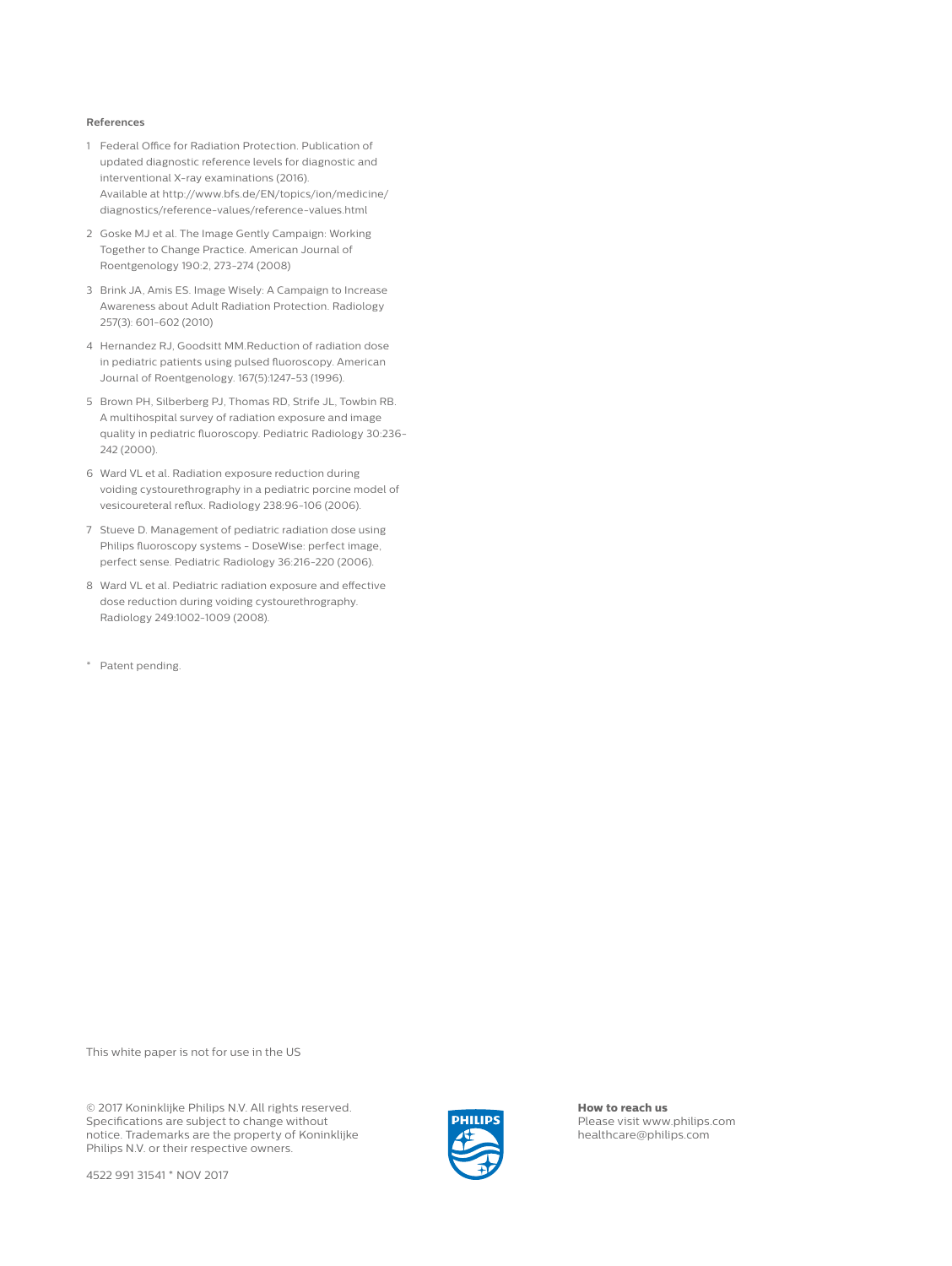**References**

1. Federal Office for Radiation Protection. Publication of updated diagnostic reference levels for diagnostic and interventional X-ray examinations (2016). Available at http://www.bfs.de/EN/topics/ion/medicine/diagnostics/reference-values/reference-values.html
2. Goske MJ et al. The Image Gently Campaign: Working Together to Change Practice. American Journal of Roentgenology 190:2, 273-274 (2008)
3. Brink JA, Amis ES. Image Wisely: A Campaign to Increase Awareness about Adult Radiation Protection. Radiology 257(3): 601–602 (2010)
4. Hernandez RJ, Goodsitt MM.Reduction of radiation dose in pediatric patients using pulsed fluoroscopy. American Journal of Roentgenology. 167(5):1247-53 (1996).
5. Brown PH, Silberberg PJ, Thomas RD, Strife JL, Towbin RB. A multihospital survey of radiation exposure and image quality in pediatric fluoroscopy. Pediatric Radiology 30:236-242 (2000).
6. Ward VL et al. Radiation exposure reduction during voiding cystourethrography in a pediatric porcine model of vesicoureteral reflux. Radiology 238:96-106 (2006).
7. Stueve D. Management of pediatric radiation dose using Philips fluoroscopy systems - DoseWise: perfect image, perfect sense. Pediatric Radiology 36:216-220 (2006).
8. Ward VL et al. Pediatric radiation exposure and effective dose reduction during voiding cystourethrography. Radiology 249:1002-1009 (2008).

\* Patent pending.

This white paper is not for use in the US

© 2017 Koninklijke Philips N.V. All rights reserved. Specifications are subject to change without notice. Trademarks are the property of Koninklijke Philips N.V. or their respective owners.

4522 991 31541 * NOV 2017

PHILIPS

**How to reach us**
Please visit www.philips.com
healthcare@philips.com